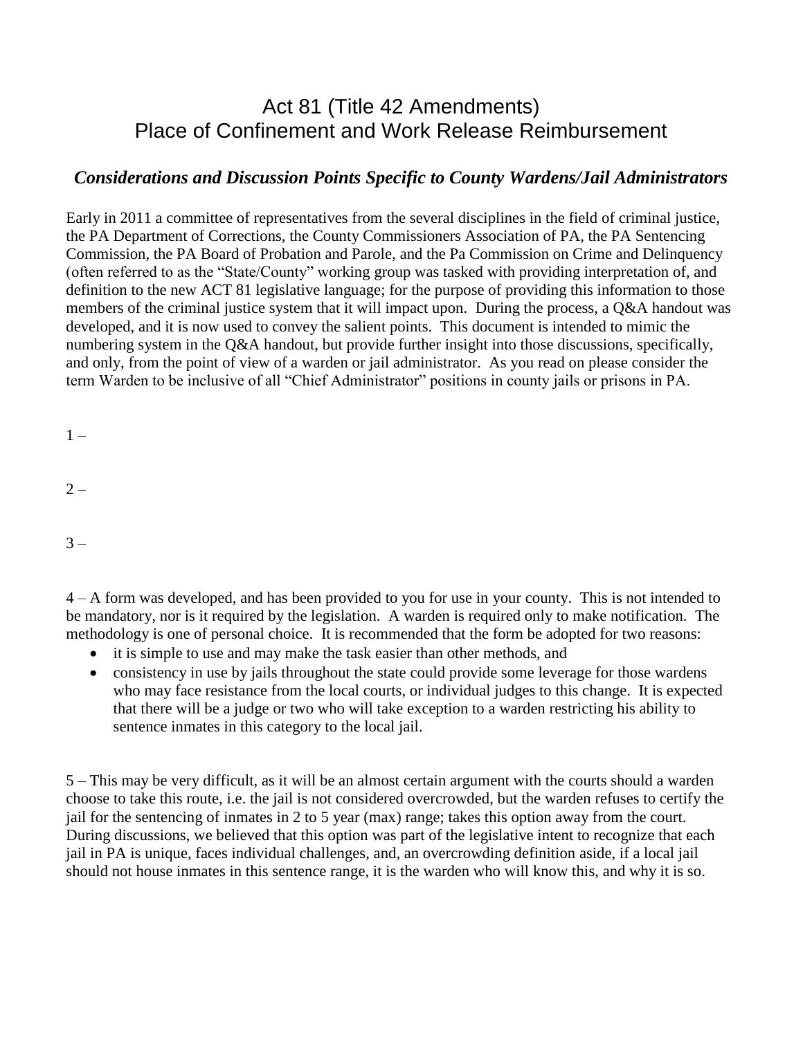# Act 81 (Title 42 Amendments)
# Place of Confinement and Work Release Reimbursement

## *Considerations and Discussion Points Specific to County Wardens/Jail Administrators*

Early in 2011 a committee of representatives from the several disciplines in the field of criminal justice, the PA Department of Corrections, the County Commissioners Association of PA, the PA Sentencing Commission, the PA Board of Probation and Parole, and the Pa Commission on Crime and Delinquency (often referred to as the "State/County" working group was tasked with providing interpretation of, and definition to the new ACT 81 legislative language; for the purpose of providing this information to those members of the criminal justice system that it will impact upon. During the process, a Q&A handout was developed, and it is now used to convey the salient points. This document is intended to mimic the numbering system in the Q&A handout, but provide further insight into those discussions, specifically, and only, from the point of view of a warden or jail administrator. As you read on please consider the term Warden to be inclusive of all "Chief Administrator" positions in county jails or prisons in PA.

1 –

2 –

3 –

4 – A form was developed, and has been provided to you for use in your county. This is not intended to be mandatory, nor is it required by the legislation. A warden is required only to make notification. The methodology is one of personal choice. It is recommended that the form be adopted for two reasons:

- it is simple to use and may make the task easier than other methods, and
- consistency in use by jails throughout the state could provide some leverage for those wardens who may face resistance from the local courts, or individual judges to this change. It is expected that there will be a judge or two who will take exception to a warden restricting his ability to sentence inmates in this category to the local jail.

5 – This may be very difficult, as it will be an almost certain argument with the courts should a warden choose to take this route, i.e. the jail is not considered overcrowded, but the warden refuses to certify the jail for the sentencing of inmates in 2 to 5 year (max) range; takes this option away from the court. During discussions, we believed that this option was part of the legislative intent to recognize that each jail in PA is unique, faces individual challenges, and, an overcrowding definition aside, if a local jail should not house inmates in this sentence range, it is the warden who will know this, and why it is so.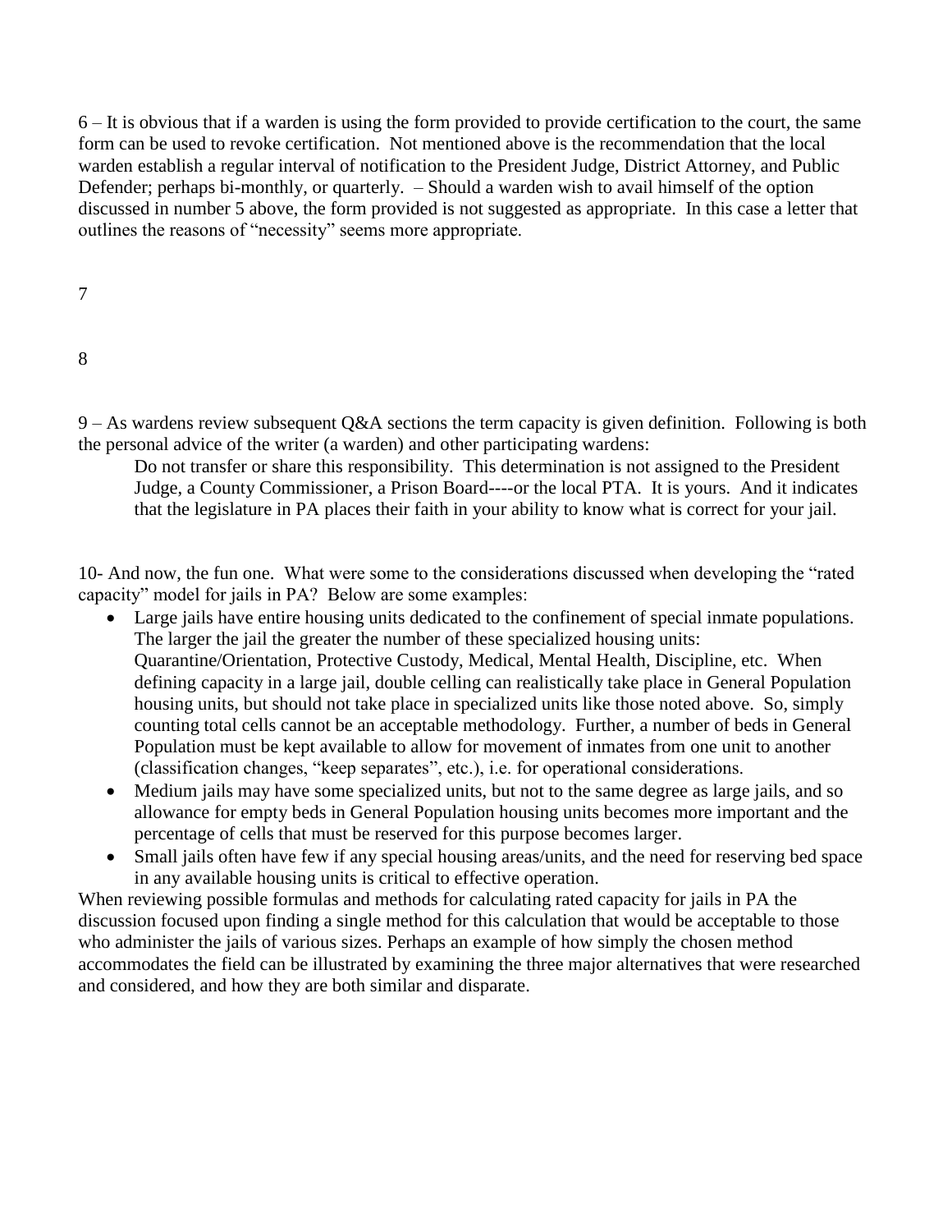6 – It is obvious that if a warden is using the form provided to provide certification to the court, the same form can be used to revoke certification. Not mentioned above is the recommendation that the local warden establish a regular interval of notification to the President Judge, District Attorney, and Public Defender; perhaps bi-monthly, or quarterly. – Should a warden wish to avail himself of the option discussed in number 5 above, the form provided is not suggested as appropriate. In this case a letter that outlines the reasons of "necessity" seems more appropriate.

7

8

9 – As wardens review subsequent Q&A sections the term capacity is given definition. Following is both the personal advice of the writer (a warden) and other participating wardens:

> Do not transfer or share this responsibility. This determination is not assigned to the President Judge, a County Commissioner, a Prison Board----or the local PTA. It is yours. And it indicates that the legislature in PA places their faith in your ability to know what is correct for your jail.

10- And now, the fun one. What were some to the considerations discussed when developing the "rated capacity" model for jails in PA? Below are some examples:

- Large jails have entire housing units dedicated to the confinement of special inmate populations. The larger the jail the greater the number of these specialized housing units: Quarantine/Orientation, Protective Custody, Medical, Mental Health, Discipline, etc. When defining capacity in a large jail, double celling can realistically take place in General Population housing units, but should not take place in specialized units like those noted above. So, simply counting total cells cannot be an acceptable methodology. Further, a number of beds in General Population must be kept available to allow for movement of inmates from one unit to another (classification changes, "keep separates", etc.), i.e. for operational considerations.
- Medium jails may have some specialized units, but not to the same degree as large jails, and so allowance for empty beds in General Population housing units becomes more important and the percentage of cells that must be reserved for this purpose becomes larger.
- Small jails often have few if any special housing areas/units, and the need for reserving bed space in any available housing units is critical to effective operation.

When reviewing possible formulas and methods for calculating rated capacity for jails in PA the discussion focused upon finding a single method for this calculation that would be acceptable to those who administer the jails of various sizes. Perhaps an example of how simply the chosen method accommodates the field can be illustrated by examining the three major alternatives that were researched and considered, and how they are both similar and disparate.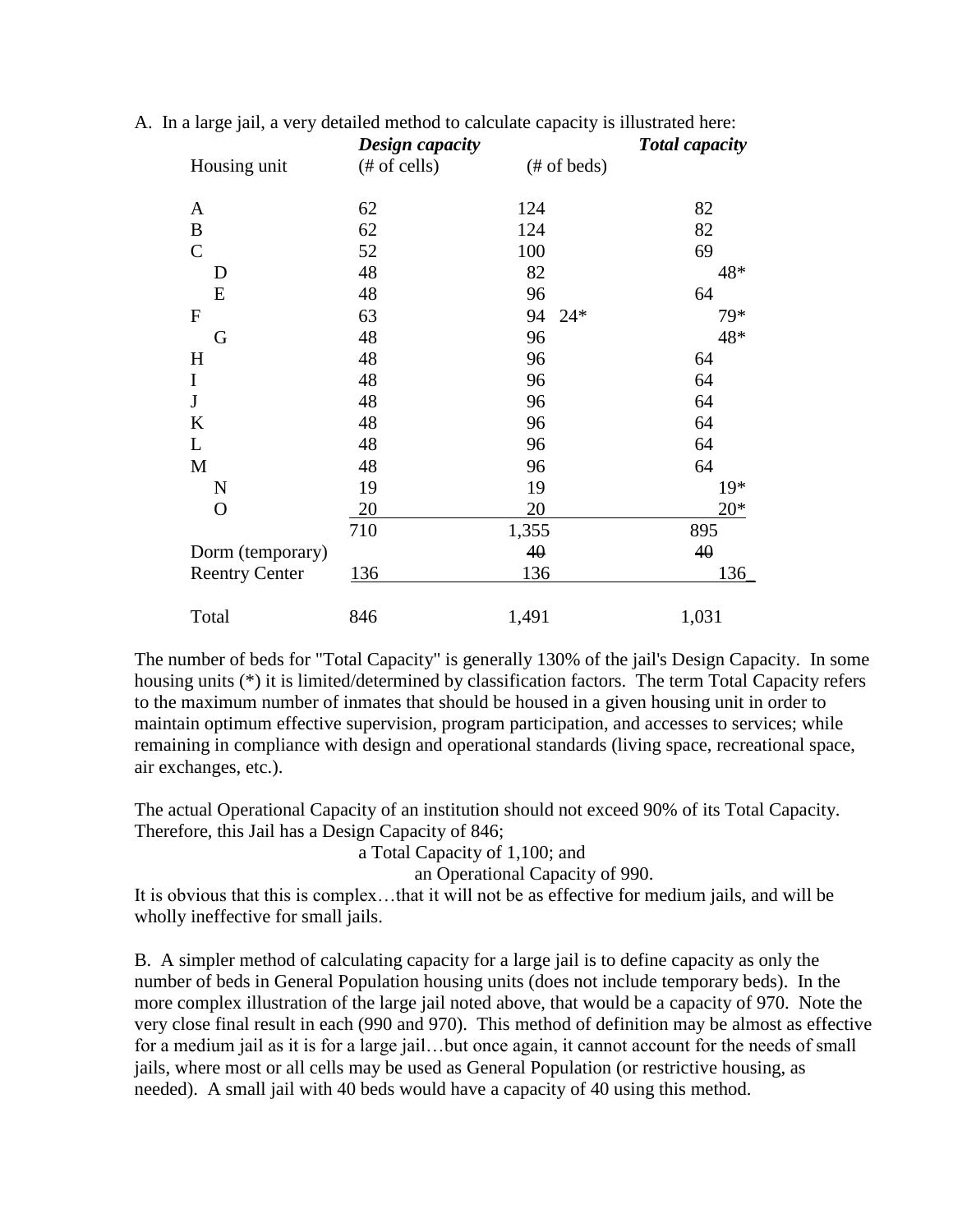A. In a large jail, a very detailed method to calculate capacity is illustrated here:

| Housing unit | ***Design capacity*** (# of cells) | (# of beds) | ***Total capacity*** |
|---|---|---|---|
| A | 62 | 124 | 82 |
| B | 62 | 124 | 82 |
| C | 52 | 100 | 69 |
| D | 48 | 82 | 48* |
| E | 48 | 96 | 64 |
| F | 63 | 94 24* | 79* |
| G | 48 | 96 | 48* |
| H | 48 | 96 | 64 |
| I | 48 | 96 | 64 |
| J | 48 | 96 | 64 |
| K | 48 | 96 | 64 |
| L | 48 | 96 | 64 |
| M | 48 | 96 | 64 |
| N | 19 | 19 | 19* |
| O | 20 | 20 | 20* |
| | 710 | 1,355 | 895 |
| Dorm (temporary) | | ~~40~~ | ~~40~~ |
| Reentry Center | 136 | 136 | 136 |
| Total | 846 | 1,491 | 1,031 |

The number of beds for "Total Capacity" is generally 130% of the jail's Design Capacity. In some housing units (*) it is limited/determined by classification factors. The term Total Capacity refers to the maximum number of inmates that should be housed in a given housing unit in order to maintain optimum effective supervision, program participation, and accesses to services; while remaining in compliance with design and operational standards (living space, recreational space, air exchanges, etc.).

The actual Operational Capacity of an institution should not exceed 90% of its Total Capacity. Therefore, this Jail has a Design Capacity of 846;

a Total Capacity of 1,100; and

an Operational Capacity of 990.

It is obvious that this is complex…that it will not be as effective for medium jails, and will be wholly ineffective for small jails.

B. A simpler method of calculating capacity for a large jail is to define capacity as only the number of beds in General Population housing units (does not include temporary beds). In the more complex illustration of the large jail noted above, that would be a capacity of 970. Note the very close final result in each (990 and 970). This method of definition may be almost as effective for a medium jail as it is for a large jail…but once again, it cannot account for the needs of small jails, where most or all cells may be used as General Population (or restrictive housing, as needed). A small jail with 40 beds would have a capacity of 40 using this method.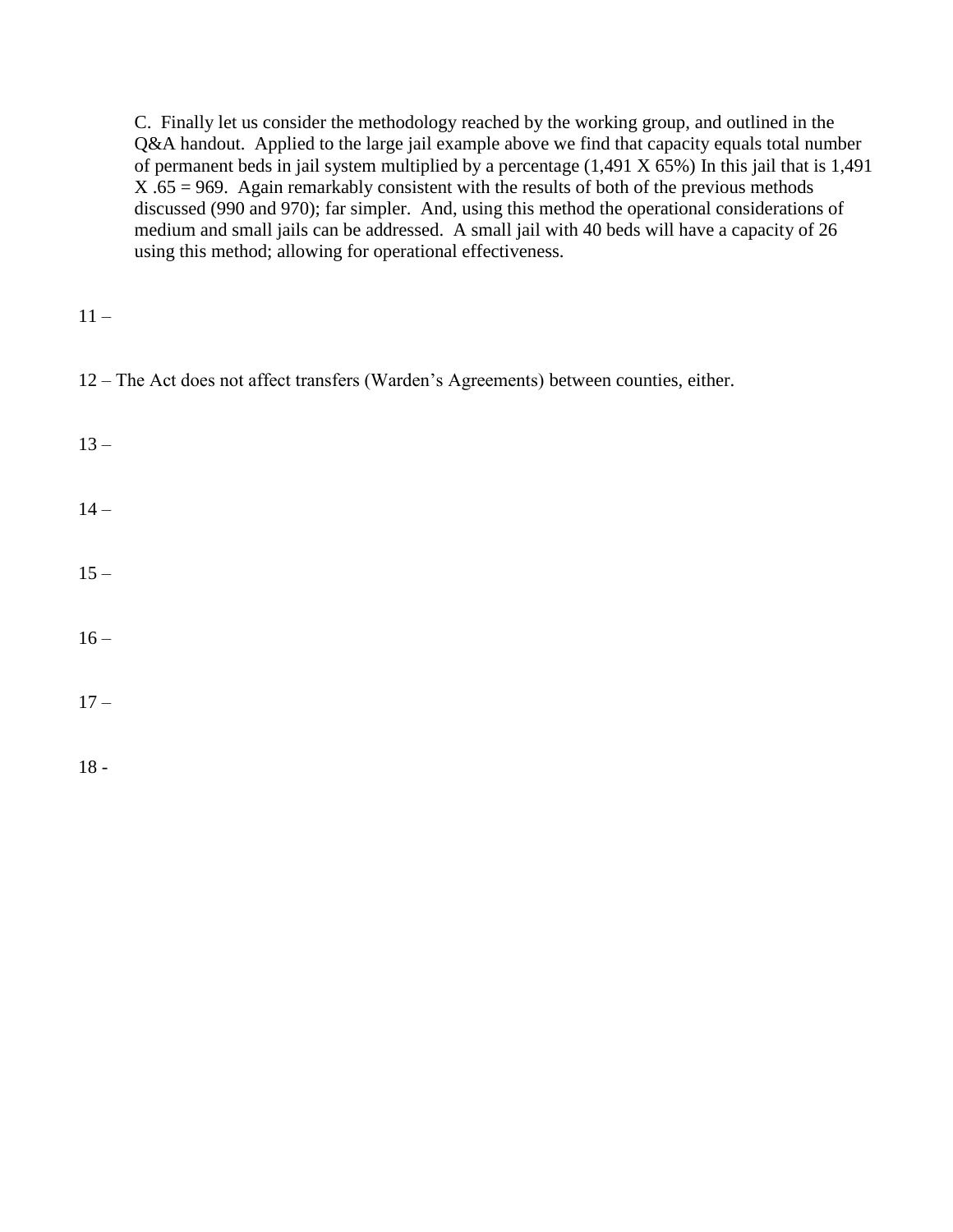C. Finally let us consider the methodology reached by the working group, and outlined in the Q&A handout. Applied to the large jail example above we find that capacity equals total number of permanent beds in jail system multiplied by a percentage (1,491 X 65%) In this jail that is 1,491 X .65 = 969. Again remarkably consistent with the results of both of the previous methods discussed (990 and 970); far simpler. And, using this method the operational considerations of medium and small jails can be addressed. A small jail with 40 beds will have a capacity of 26 using this method; allowing for operational effectiveness.

11 –

12 – The Act does not affect transfers (Warden's Agreements) between counties, either.

13 –

14 –

15 –

16 –

17 –

18 -